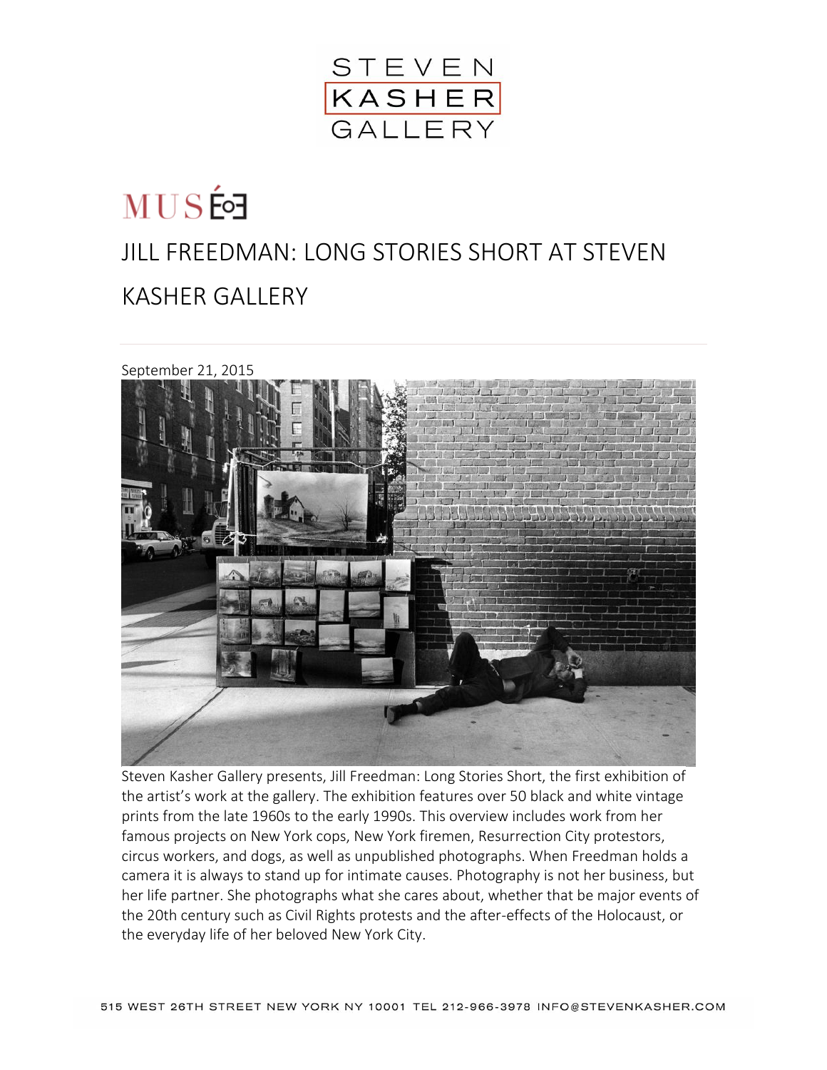STEVEN
KASHER
GALLERY

MUSÉE

# JILL FREEDMAN: LONG STORIES SHORT AT STEVEN KASHER GALLERY

September 21, 2015

Steven Kasher Gallery presents, Jill Freedman: Long Stories Short, the first exhibition of the artist's work at the gallery. The exhibition features over 50 black and white vintage prints from the late 1960s to the early 1990s. This overview includes work from her famous projects on New York cops, New York firemen, Resurrection City protestors, circus workers, and dogs, as well as unpublished photographs. When Freedman holds a camera it is always to stand up for intimate causes. Photography is not her business, but her life partner. She photographs what she cares about, whether that be major events of the 20th century such as Civil Rights protests and the after-effects of the Holocaust, or the everyday life of her beloved New York City.

515 WEST 26TH STREET NEW YORK NY 10001 TEL 212-966-3978 INFO@STEVENKASHER.COM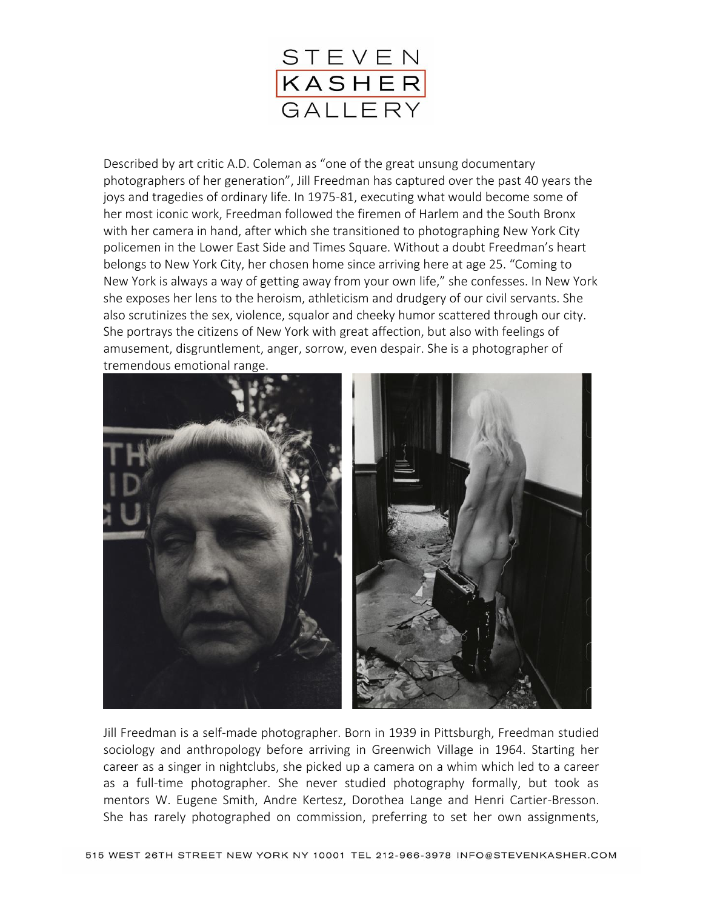Described by art critic A.D. Coleman as "one of the great unsung documentary photographers of her generation", Jill Freedman has captured over the past 40 years the joys and tragedies of ordinary life. In 1975-81, executing what would become some of her most iconic work, Freedman followed the firemen of Harlem and the South Bronx with her camera in hand, after which she transitioned to photographing New York City policemen in the Lower East Side and Times Square. Without a doubt Freedman's heart belongs to New York City, her chosen home since arriving here at age 25. "Coming to New York is always a way of getting away from your own life," she confesses. In New York she exposes her lens to the heroism, athleticism and drudgery of our civil servants. She also scrutinizes the sex, violence, squalor and cheeky humor scattered through our city. She portrays the citizens of New York with great affection, but also with feelings of amusement, disgruntlement, anger, sorrow, even despair. She is a photographer of tremendous emotional range.

Jill Freedman is a self-made photographer. Born in 1939 in Pittsburgh, Freedman studied sociology and anthropology before arriving in Greenwich Village in 1964. Starting her career as a singer in nightclubs, she picked up a camera on a whim which led to a career as a full-time photographer. She never studied photography formally, but took as mentors W. Eugene Smith, Andre Kertesz, Dorothea Lange and Henri Cartier-Bresson. She has rarely photographed on commission, preferring to set her own assignments,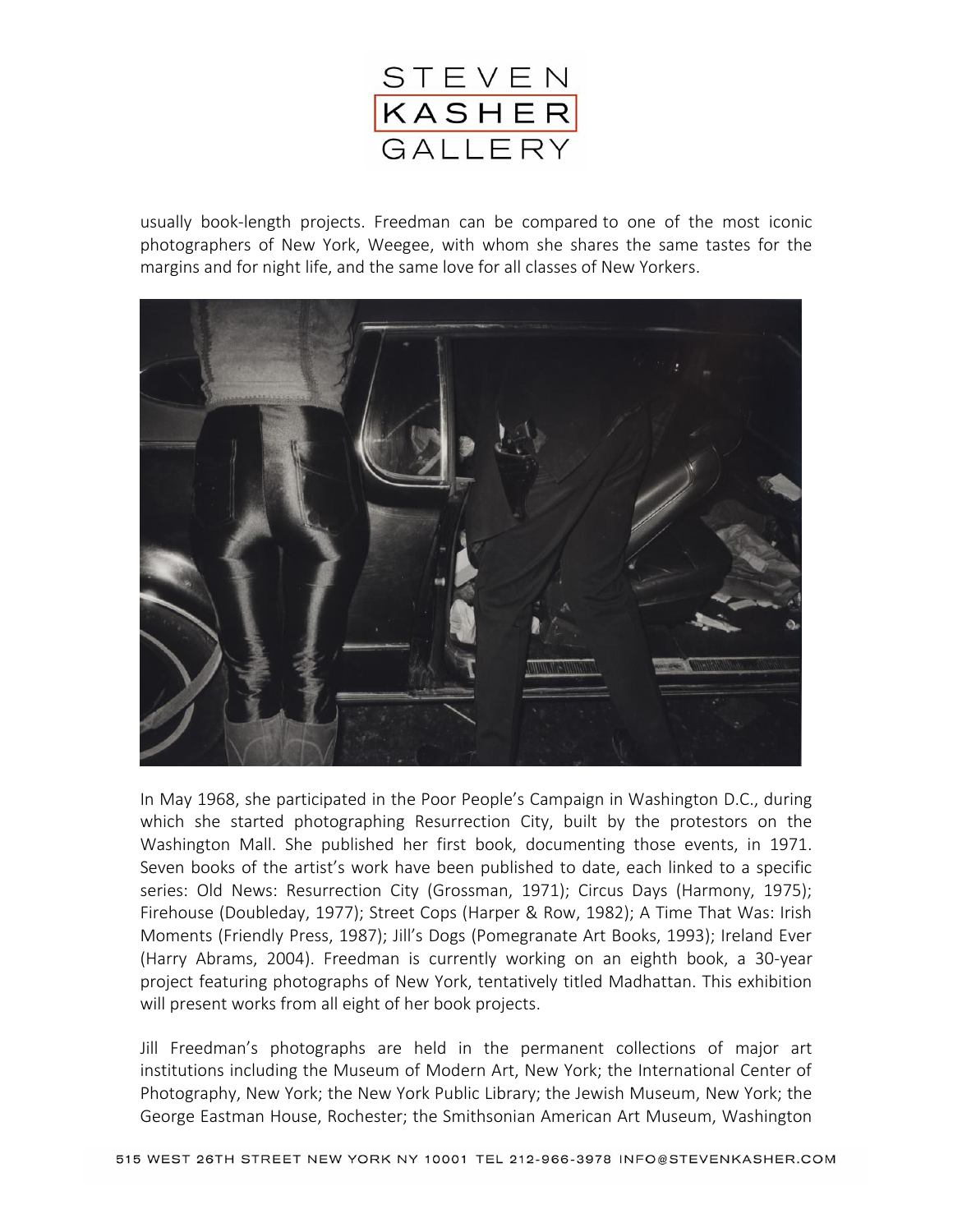usually book-length projects. Freedman can be compared to one of the most iconic photographers of New York, Weegee, with whom she shares the same tastes for the margins and for night life, and the same love for all classes of New Yorkers.

In May 1968, she participated in the Poor People's Campaign in Washington D.C., during which she started photographing Resurrection City, built by the protestors on the Washington Mall. She published her first book, documenting those events, in 1971. Seven books of the artist's work have been published to date, each linked to a specific series: Old News: Resurrection City (Grossman, 1971); Circus Days (Harmony, 1975); Firehouse (Doubleday, 1977); Street Cops (Harper & Row, 1982); A Time That Was: Irish Moments (Friendly Press, 1987); Jill's Dogs (Pomegranate Art Books, 1993); Ireland Ever (Harry Abrams, 2004). Freedman is currently working on an eighth book, a 30-year project featuring photographs of New York, tentatively titled Madhattan. This exhibition will present works from all eight of her book projects.

Jill Freedman's photographs are held in the permanent collections of major art institutions including the Museum of Modern Art, New York; the International Center of Photography, New York; the New York Public Library; the Jewish Museum, New York; the George Eastman House, Rochester; the Smithsonian American Art Museum, Washington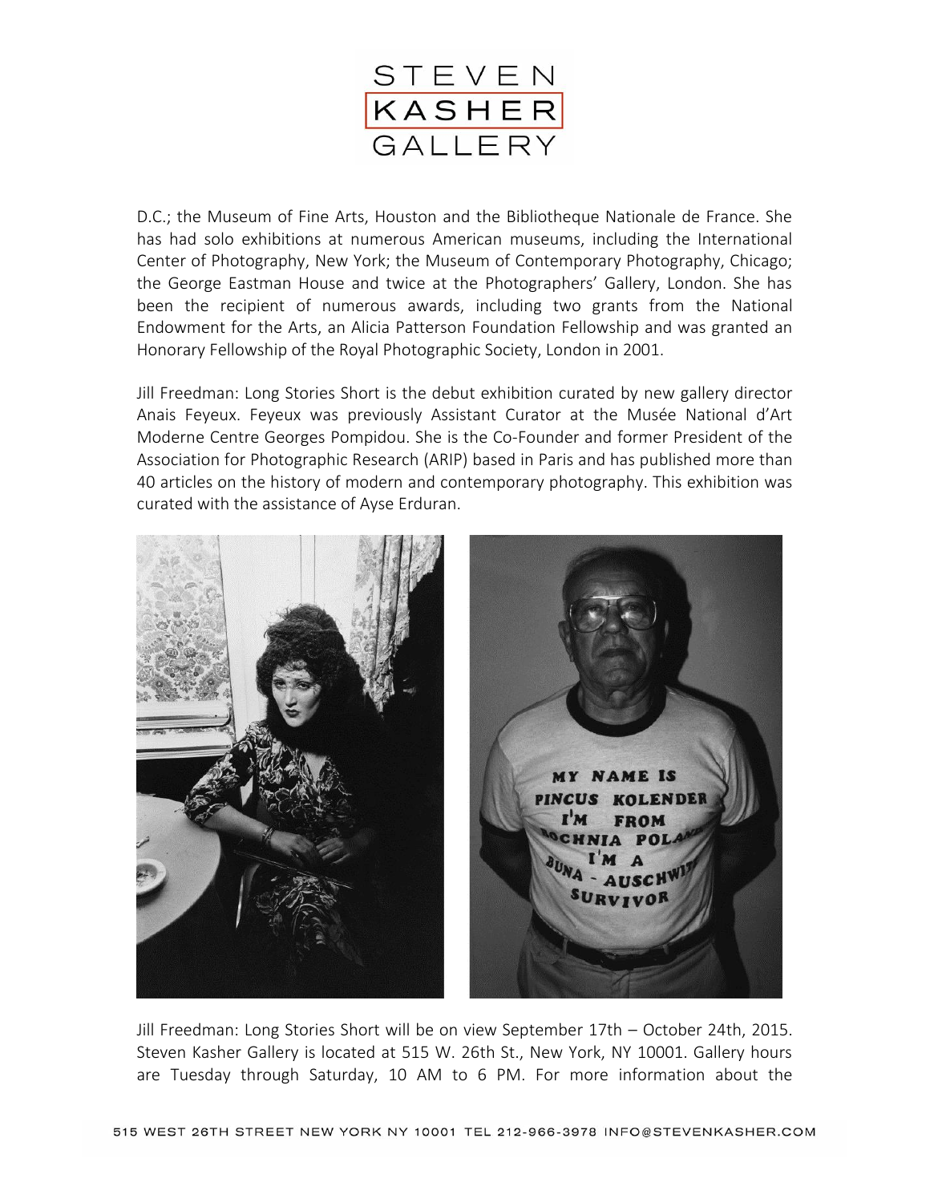D.C.; the Museum of Fine Arts, Houston and the Bibliotheque Nationale de France. She has had solo exhibitions at numerous American museums, including the International Center of Photography, New York; the Museum of Contemporary Photography, Chicago; the George Eastman House and twice at the Photographers' Gallery, London. She has been the recipient of numerous awards, including two grants from the National Endowment for the Arts, an Alicia Patterson Foundation Fellowship and was granted an Honorary Fellowship of the Royal Photographic Society, London in 2001.

Jill Freedman: Long Stories Short is the debut exhibition curated by new gallery director Anais Feyeux. Feyeux was previously Assistant Curator at the Musée National d'Art Moderne Centre Georges Pompidou. She is the Co-Founder and former President of the Association for Photographic Research (ARIP) based in Paris and has published more than 40 articles on the history of modern and contemporary photography. This exhibition was curated with the assistance of Ayse Erduran.

Jill Freedman: Long Stories Short will be on view September 17th – October 24th, 2015. Steven Kasher Gallery is located at 515 W. 26th St., New York, NY 10001. Gallery hours are Tuesday through Saturday, 10 AM to 6 PM. For more information about the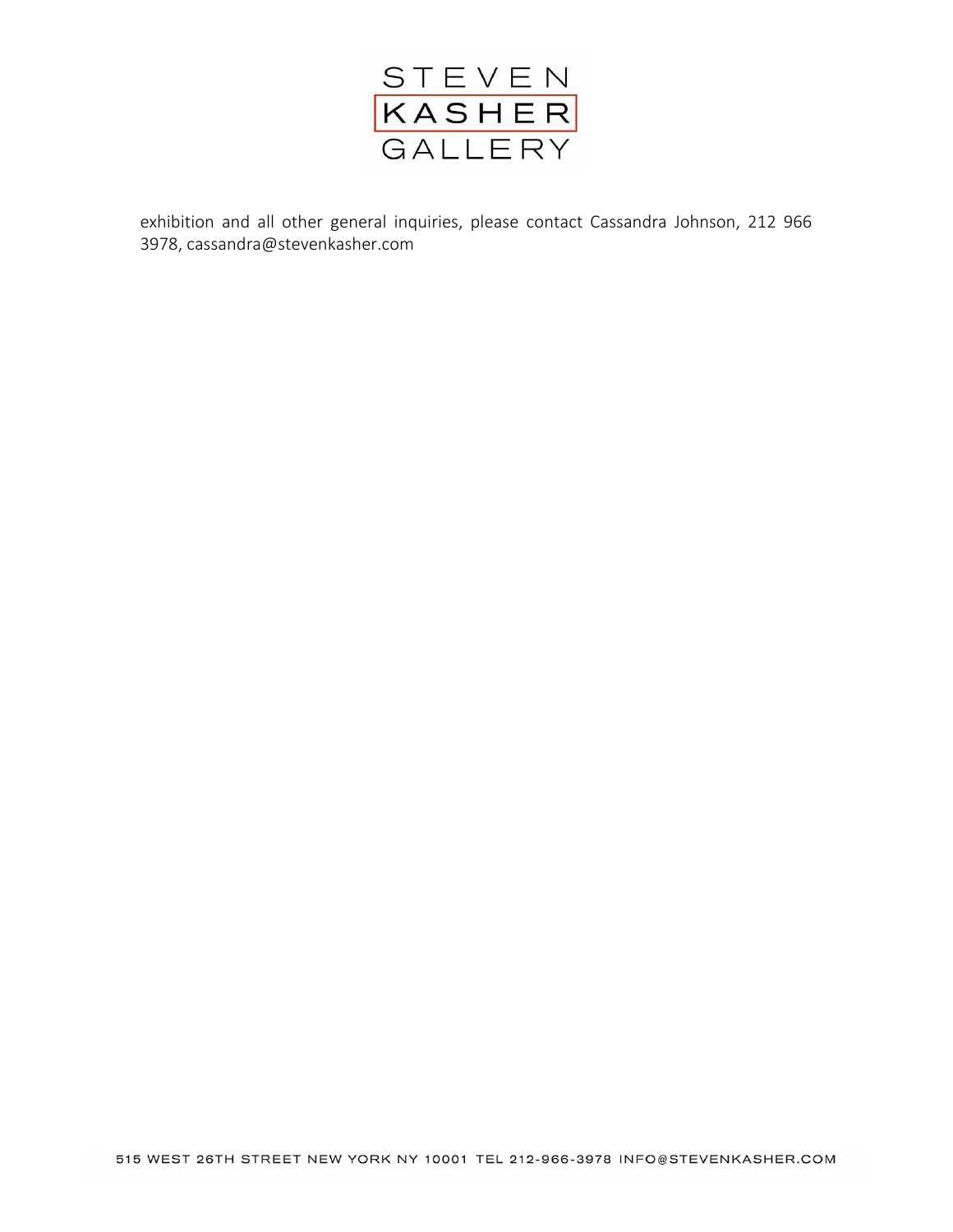exhibition and all other general inquiries, please contact Cassandra Johnson, 212 966 3978, cassandra@stevenkasher.com